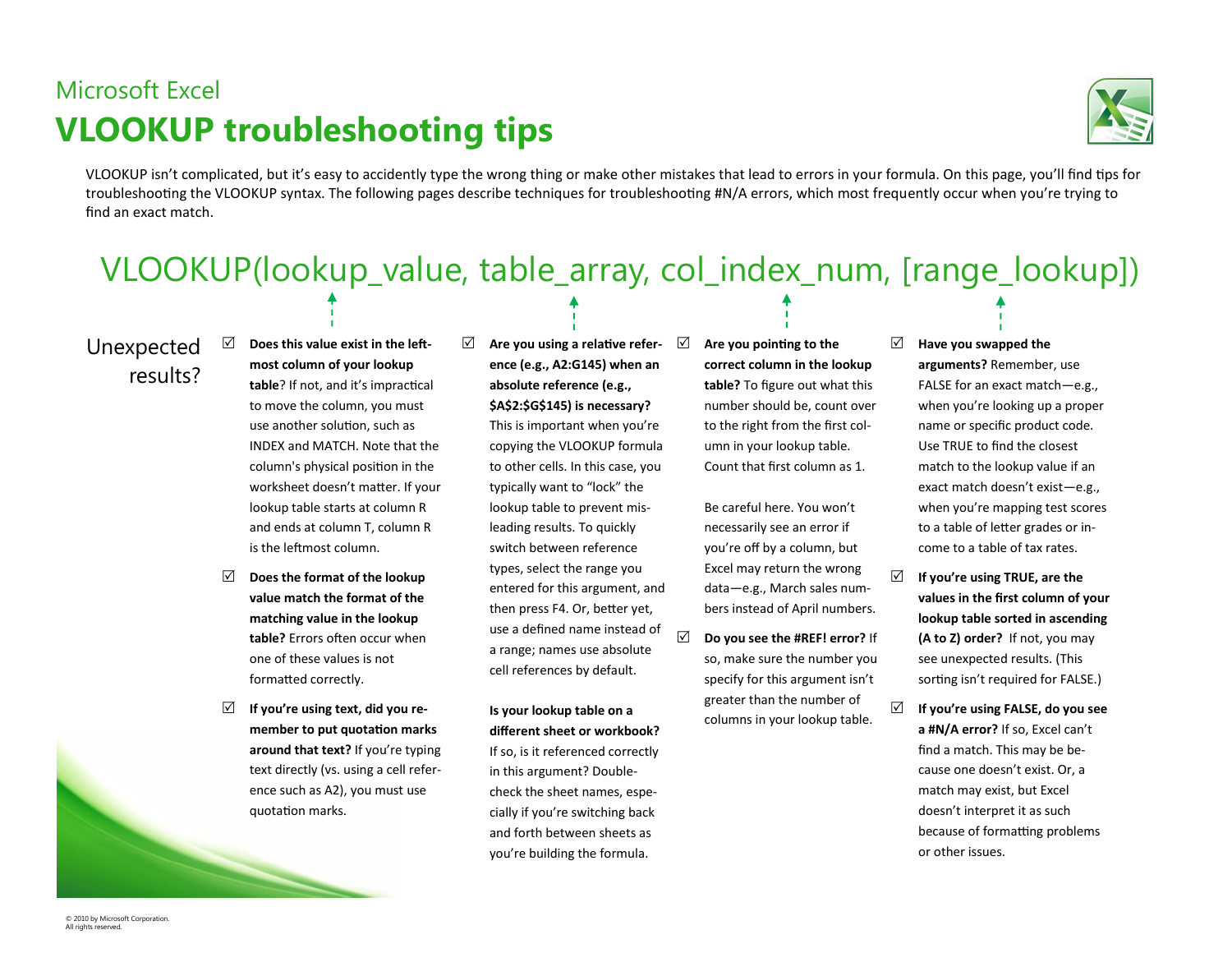Microsoft Excel

# VLOOKUP troubleshooting tips

VLOOKUP isn't complicated, but it's easy to accidently type the wrong thing or make other mistakes that lead to errors in your formula. On this page, you'll find tips for troubleshooting the VLOOKUP syntax. The following pages describe techniques for troubleshooting #N/A errors, which most frequently occur when you're trying to find an exact match.

## VLOOKUP(lookup_value, table_array, col_index_num, [range_lookup])

### Unexpected results?

### lookup_value

☑ **Does this value exist in the left-most column of your lookup table**? If not, and it's impractical to move the column, you must use another solution, such as INDEX and MATCH. Note that the column's physical position in the worksheet doesn't matter. If your lookup table starts at column R and ends at column T, column R is the leftmost column.

☑ **Does the format of the lookup value match the format of the matching value in the lookup table?** Errors often occur when one of these values is not formatted correctly.

☑ **If you're using text, did you remember to put quotation marks around that text?** If you're typing text directly (vs. using a cell reference such as A2), you must use quotation marks.

### table_array

☑ **Are you using a relative reference (e.g., A2:G145) when an absolute reference (e.g., $A$2:$G$145) is necessary?** This is important when you're copying the VLOOKUP formula to other cells. In this case, you typically want to "lock" the lookup table to prevent misleading results. To quickly switch between reference types, select the range you entered for this argument, and then press F4. Or, better yet, use a defined name instead of a range; names use absolute cell references by default.

**Is your lookup table on a different sheet or workbook?** If so, is it referenced correctly in this argument? Double-check the sheet names, especially if you're switching back and forth between sheets as you're building the formula.

### col_index_num

☑ **Are you pointing to the correct column in the lookup table?** To figure out what this number should be, count over to the right from the first column in your lookup table. Count that first column as 1.

Be careful here. You won't necessarily see an error if you're off by a column, but Excel may return the wrong data—e.g., March sales numbers instead of April numbers.

☑ **Do you see the #REF! error?** If so, make sure the number you specify for this argument isn't greater than the number of columns in your lookup table.

### [range_lookup]

☑ **Have you swapped the arguments?** Remember, use FALSE for an exact match—e.g., when you're looking up a proper name or specific product code. Use TRUE to find the closest match to the lookup value if an exact match doesn't exist—e.g., when you're mapping test scores to a table of letter grades or income to a table of tax rates.

☑ **If you're using TRUE, are the values in the first column of your lookup table sorted in ascending (A to Z) order?** If not, you may see unexpected results. (This sorting isn't required for FALSE.)

☑ **If you're using FALSE, do you see a #N/A error?** If so, Excel can't find a match. This may be because one doesn't exist. Or, a match may exist, but Excel doesn't interpret it as such because of formatting problems or other issues.

© 2010 by Microsoft Corporation.
All rights reserved.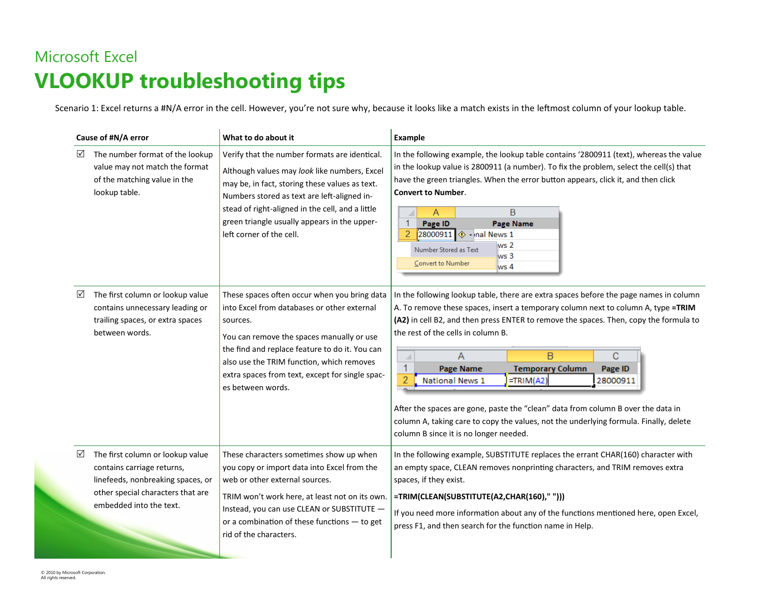Microsoft Excel

# VLOOKUP troubleshooting tips

Scenario 1: Excel returns a #N/A error in the cell. However, you're not sure why, because it looks like a match exists in the leftmost column of your lookup table.

| Cause of #N/A error | What to do about it | Example |
|---|---|---|
| ☑ The number format of the lookup value may not match the format of the matching value in the lookup table. | Verify that the number formats are identical. Although values may *look* like numbers, Excel may be, in fact, storing these values as text. Numbers stored as text are left-aligned instead of right-aligned in the cell, and a little green triangle usually appears in the upper-left corner of the cell. | In the following example, the lookup table contains '2800911 (text), whereas the value in the lookup value is 2800911 (a number). To fix the problem, select the cell(s) that have the green triangles. When the error button appears, click it, and then click **Convert to Number**. |
| ☑ The first column or lookup value contains unnecessary leading or trailing spaces, or extra spaces between words. | These spaces often occur when you bring data into Excel from databases or other external sources. You can remove the spaces manually or use the find and replace feature to do it. You can also use the TRIM function, which removes extra spaces from text, except for single spaces between words. | In the following lookup table, there are extra spaces before the page names in column A. To remove these spaces, insert a temporary column next to column A, type **=TRIM (A2)** in cell B2, and then press ENTER to remove the spaces. Then, copy the formula to the rest of the cells in column B. After the spaces are gone, paste the "clean" data from column B over the data in column A, taking care to copy the values, not the underlying formula. Finally, delete column B since it is no longer needed. |
| ☑ The first column or lookup value contains carriage returns, linefeeds, nonbreaking spaces, or other special characters that are embedded into the text. | These characters sometimes show up when you copy or import data into Excel from the web or other external sources. TRIM won't work here, at least not on its own. Instead, you can use CLEAN or SUBSTITUTE — or a combination of these functions — to get rid of the characters. | In the following example, SUBSTITUTE replaces the errant CHAR(160) character with an empty space, CLEAN removes nonprinting characters, and TRIM removes extra spaces, if they exist. **=TRIM(CLEAN(SUBSTITUTE(A2,CHAR(160)," ")))** If you need more information about any of the functions mentioned here, open Excel, press F1, and then search for the function name in Help. |

© 2010 by Microsoft Corporation.
All rights reserved.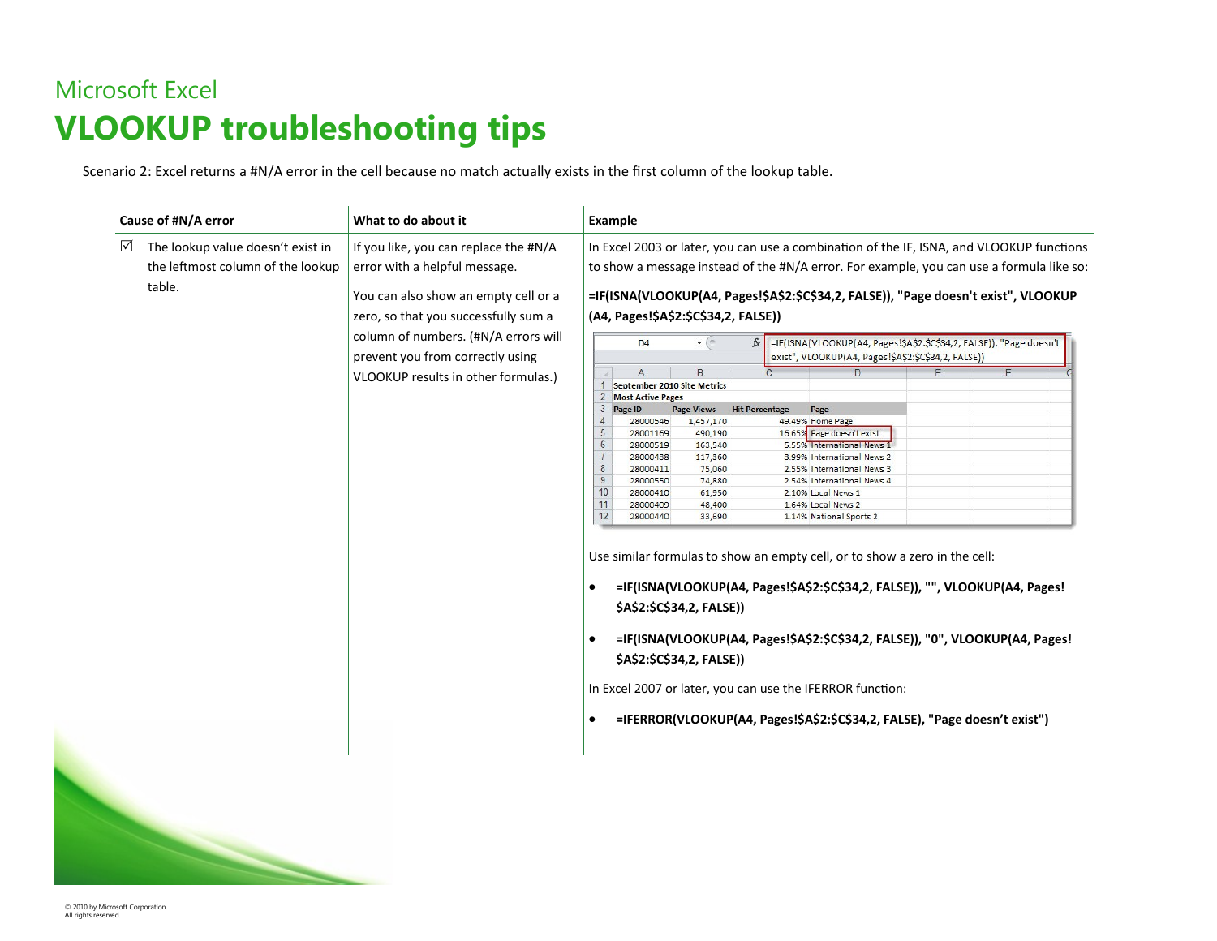Microsoft Excel

# VLOOKUP troubleshooting tips

Scenario 2: Excel returns a #N/A error in the cell because no match actually exists in the first column of the lookup table.

| Cause of #N/A error | What to do about it | Example |
|---|---|---|
| ☑ The lookup value doesn't exist in the leftmost column of the lookup table. | If you like, you can replace the #N/A error with a helpful message.<br><br>You can also show an empty cell or a zero, so that you successfully sum a column of numbers. (#N/A errors will prevent you from correctly using VLOOKUP results in other formulas.) | In Excel 2003 or later, you can use a combination of the IF, ISNA, and VLOOKUP functions to show a message instead of the #N/A error. For example, you can use a formula like so:<br><br>**=IF(ISNA(VLOOKUP(A4, Pages!$A$2:$C$34,2, FALSE)), "Page doesn't exist", VLOOKUP (A4, Pages!$A$2:$C$34,2, FALSE))**<br><br>Use similar formulas to show an empty cell, or to show a zero in the cell:<br><br>• **=IF(ISNA(VLOOKUP(A4, Pages!$A$2:$C$34,2, FALSE)), "", VLOOKUP(A4, Pages! $A$2:$C$34,2, FALSE))**<br><br>• **=IF(ISNA(VLOOKUP(A4, Pages!$A$2:$C$34,2, FALSE)), "0", VLOOKUP(A4, Pages! $A$2:$C$34,2, FALSE))**<br><br>In Excel 2007 or later, you can use the IFERROR function:<br><br>• **=IFERROR(VLOOKUP(A4, Pages!$A$2:$C$34,2, FALSE), "Page doesn't exist")** |

D4 | =IF(ISNA(VLOOKUP(A4, Pages!$A$2:$C$34,2, FALSE)), "Page doesn't exist", VLOOKUP(A4, Pages!$A$2:$C$34,2, FALSE))

| | A | B | C | D |
|---|---|---|---|---|
| 1 | September 2010 Site Metrics | | | |
| 2 | Most Active Pages | | | |
| 3 | Page ID | Page Views | Hit Percentage | Page |
| 4 | 28000546 | 1,457,170 | 49.49% | Home Page |
| 5 | 28001169 | 490,190 | 16.65% | Page doesn't exist |
| 6 | 28000519 | 163,540 | 5.55% | International News 1 |
| 7 | 28000438 | 117,360 | 3.99% | International News 2 |
| 8 | 28000411 | 75,060 | 2.55% | International News 3 |
| 9 | 28000550 | 74,880 | 2.54% | International News 4 |
| 10 | 28000410 | 61,950 | 2.10% | Local News 1 |
| 11 | 28000409 | 48,400 | 1.64% | Local News 2 |
| 12 | 28000440 | 33,690 | 1.14% | National Sports 2 |

© 2010 by Microsoft Corporation.
All rights reserved.